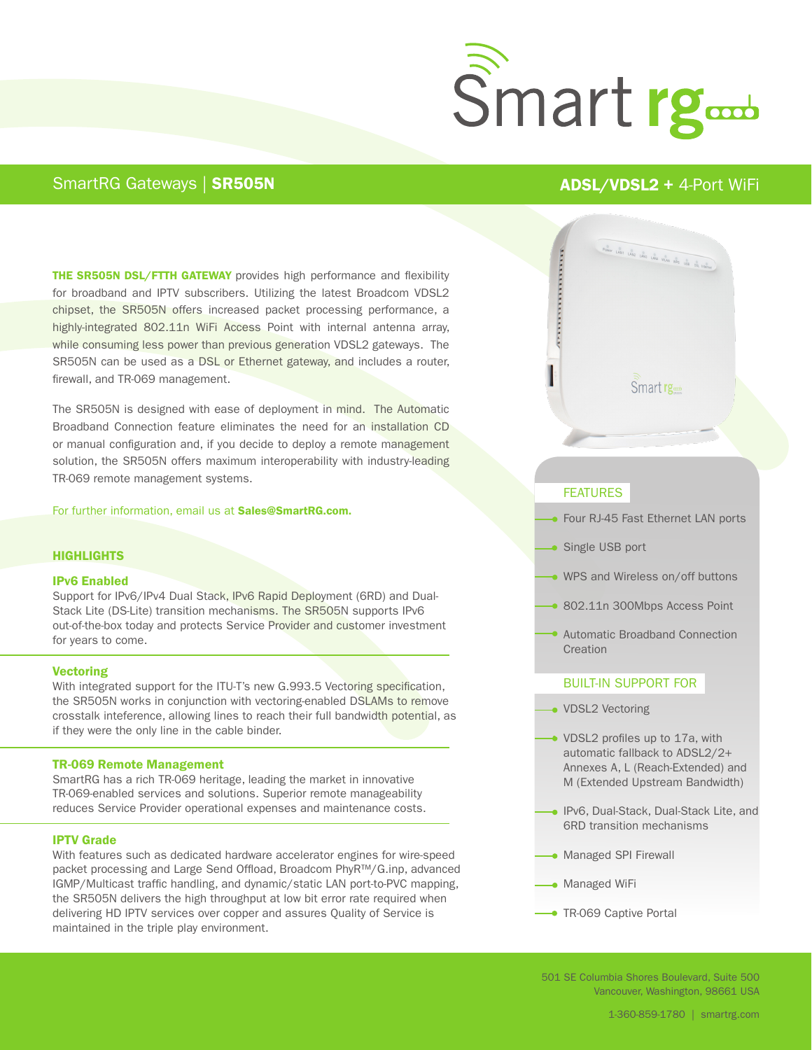# SmartRG Gateways | SR505N

## ADSL/VDSL2 + 4-Port WiFi

**THE SR505N DSL/FTTH GATEWAY** provides high performance and flexibility for broadband and IPTV subscribers. Utilizing the latest Broadcom VDSL2 chipset, the SR505N offers increased packet processing performance, a highly-integrated 802.11n WiFi Access Point with internal antenna array, while consuming less power than previous generation VDSL2 gateways. The SR505N can be used as a DSL or Ethernet gateway, and includes a router, firewall, and TR-069 management.

The SR505N is designed with ease of deployment in mind. The Automatic Broadband Connection feature eliminates the need for an installation CD or manual configuration and, if you decide to deploy a remote management solution, the SR505N offers maximum interoperability with industry-leading TR-069 remote management systems.

For further information, email us at **Sales@SmartRG.com.**

## HIGHLIGHTS

### IPv6 Enabled

Support for IPv6/IPv4 Dual Stack, IPv6 Rapid Deployment (6RD) and Dual-Stack Lite (DS-Lite) transition mechanisms. The SR505N supports IPv6 out-of-the-box today and protects Service Provider and customer investment for years to come.

### Vectoring

With integrated support for the ITU-T's new G.993.5 Vectoring specification, the SR505N works in conjunction with vectoring-enabled DSLAMs to remove crosstalk inteference, allowing lines to reach their full bandwidth potential, as if they were the only line in the cable binder.

### TR-069 Remote Management

SmartRG has a rich TR-069 heritage, leading the market in innovative TR-069-enabled services and solutions. Superior remote manageability reduces Service Provider operational expenses and maintenance costs.

### IPTV Grade

With features such as dedicated hardware accelerator engines for wire-speed packet processing and Large Send Offload, Broadcom PhyR™/G.inp, advanced IGMP/Multicast traffic handling, and dynamic/static LAN port-to-PVC mapping, the SR505N delivers the high throughput at low bit error rate required when delivering HD IPTV services over copper and assures Quality of Service is maintained in the triple play environment.

## FEATURES

- Four RJ-45 Fast Ethernet LAN ports
- Single USB port
- WPS and Wireless on/off buttons
- 802.11n 300Mbps Access Point
- Automatic Broadband Connection Creation

## BUILT-IN SUPPORT FOR

- VDSL2 Vectoring
- VDSL2 profiles up to 17a, with automatic fallback to ADSL2/2+ Annexes A, L (Reach-Extended) and M (Extended Upstream Bandwidth)
- IPv6, Dual-Stack, Dual-Stack Lite, and 6RD transition mechanisms
- Managed SPI Firewall
- Managed WiFi
- TR-069 Captive Portal

501 SE Columbia Shores Boulevard, Suite 500
Vancouver, Washington, 98661 USA

1-360-859-1780 | smartrg.com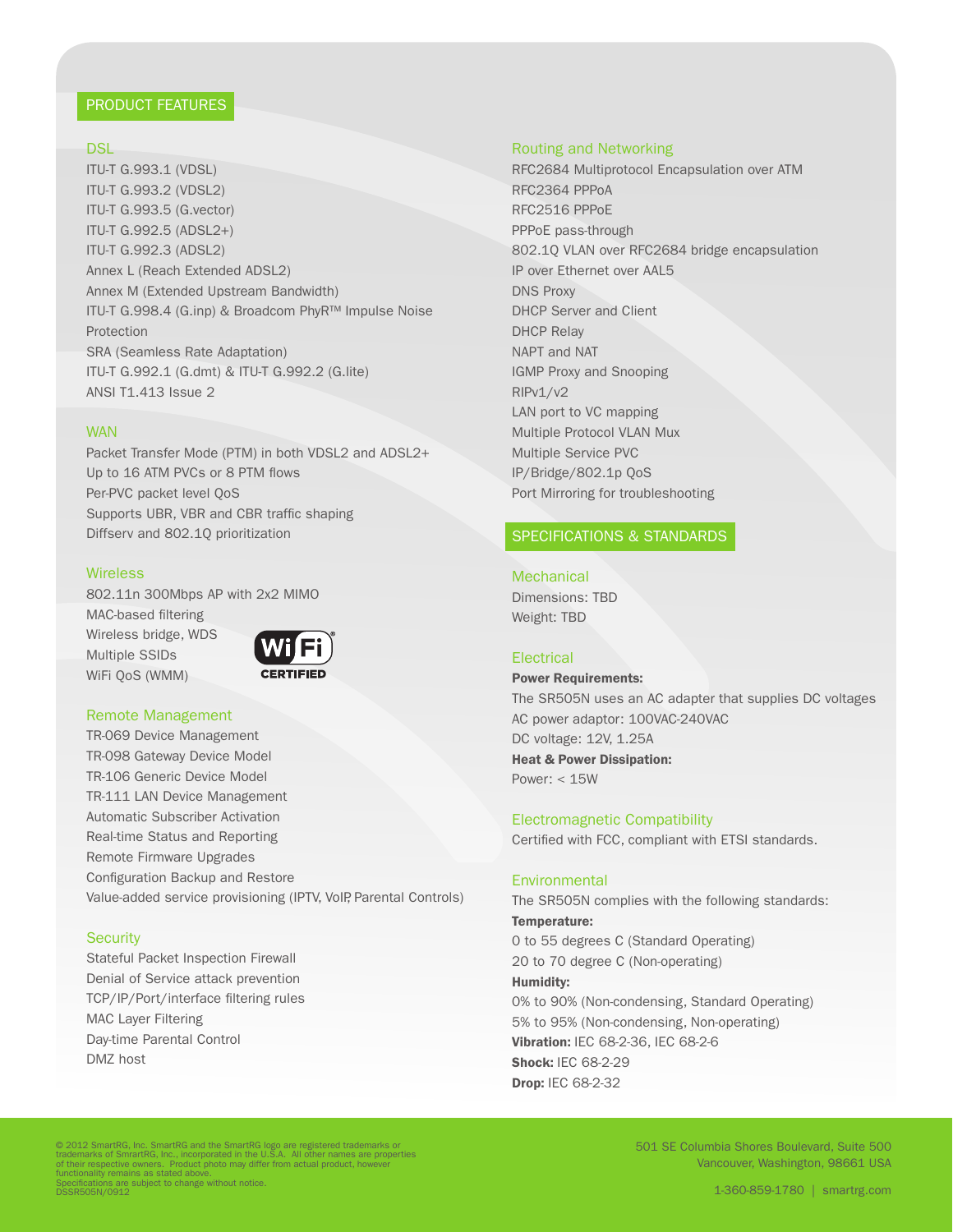## PRODUCT FEATURES

### DSL

ITU-T G.993.1 (VDSL)
ITU-T G.993.2 (VDSL2)
ITU-T G.993.5 (G.vector)
ITU-T G.992.5 (ADSL2+)
ITU-T G.992.3 (ADSL2)
Annex L (Reach Extended ADSL2)
Annex M (Extended Upstream Bandwidth)
ITU-T G.998.4 (G.inp) & Broadcom PhyR™ Impulse Noise Protection
SRA (Seamless Rate Adaptation)
ITU-T G.992.1 (G.dmt) & ITU-T G.992.2 (G.lite)
ANSI T1.413 Issue 2

### WAN

Packet Transfer Mode (PTM) in both VDSL2 and ADSL2+
Up to 16 ATM PVCs or 8 PTM flows
Per-PVC packet level QoS
Supports UBR, VBR and CBR traffic shaping
Diffserv and 802.1Q prioritization

### Wireless

802.11n 300Mbps AP with 2x2 MIMO
MAC-based filtering
Wireless bridge, WDS
Multiple SSIDs
WiFi QoS (WMM)

### Remote Management

TR-069 Device Management
TR-098 Gateway Device Model
TR-106 Generic Device Model
TR-111 LAN Device Management
Automatic Subscriber Activation
Real-time Status and Reporting
Remote Firmware Upgrades
Configuration Backup and Restore
Value-added service provisioning (IPTV, VoIP, Parental Controls)

### Security

Stateful Packet Inspection Firewall
Denial of Service attack prevention
TCP/IP/Port/interface filtering rules
MAC Layer Filtering
Day-time Parental Control
DMZ host

### Routing and Networking

RFC2684 Multiprotocol Encapsulation over ATM
RFC2364 PPPoA
RFC2516 PPPoE
PPPoE pass-through
802.1Q VLAN over RFC2684 bridge encapsulation
IP over Ethernet over AAL5
DNS Proxy
DHCP Server and Client
DHCP Relay
NAPT and NAT
IGMP Proxy and Snooping
RIPv1/v2
LAN port to VC mapping
Multiple Protocol VLAN Mux
Multiple Service PVC
IP/Bridge/802.1p QoS
Port Mirroring for troubleshooting

## SPECIFICATIONS & STANDARDS

### Mechanical

Dimensions: TBD
Weight: TBD

### Electrical

**Power Requirements:**
The SR505N uses an AC adapter that supplies DC voltages
AC power adaptor: 100VAC-240VAC
DC voltage: 12V, 1.25A
**Heat & Power Dissipation:**
Power: < 15W

### Electromagnetic Compatibility

Certified with FCC, compliant with ETSI standards.

### Environmental

The SR505N complies with the following standards:
**Temperature:**
0 to 55 degrees C (Standard Operating)
20 to 70 degree C (Non-operating)
**Humidity:**
0% to 90% (Non-condensing, Standard Operating)
5% to 95% (Non-condensing, Non-operating)
**Vibration:** IEC 68-2-36, IEC 68-2-6
**Shock:** IEC 68-2-29
**Drop:** IEC 68-2-32

© 2012 SmartRG, Inc. SmartRG and the SmartRG logo are registered trademarks or trademarks of SmrartRG, Inc., incorporated in the U.S.A. All other names are properties of their respective owners. Product photo may differ from actual product, however functionality remains as stated above.
Specifications are subject to change without notice.
DSSR505N/0912

501 SE Columbia Shores Boulevard, Suite 500
Vancouver, Washington, 98661 USA

1-360-859-1780 | smartrg.com